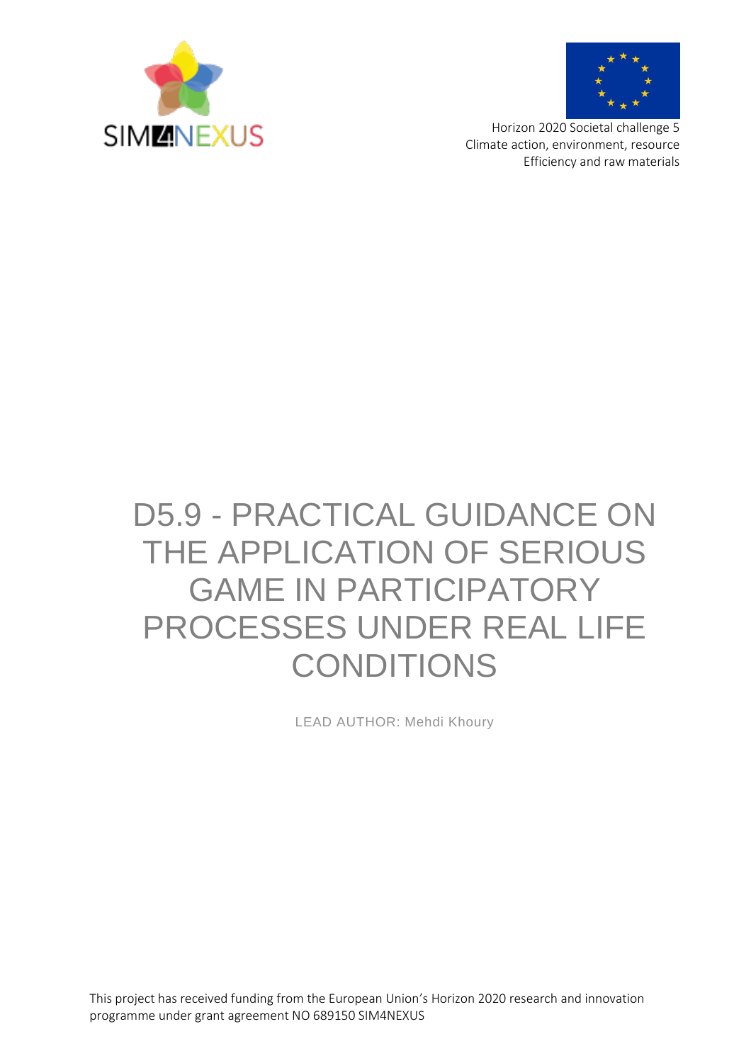SIM4NEXUS

Horizon 2020 Societal challenge 5
Climate action, environment, resource
Efficiency and raw materials

# D5.9 - PRACTICAL GUIDANCE ON THE APPLICATION OF SERIOUS GAME IN PARTICIPATORY PROCESSES UNDER REAL LIFE CONDITIONS

LEAD AUTHOR: Mehdi Khoury

This project has received funding from the European Union's Horizon 2020 research and innovation programme under grant agreement NO 689150 SIM4NEXUS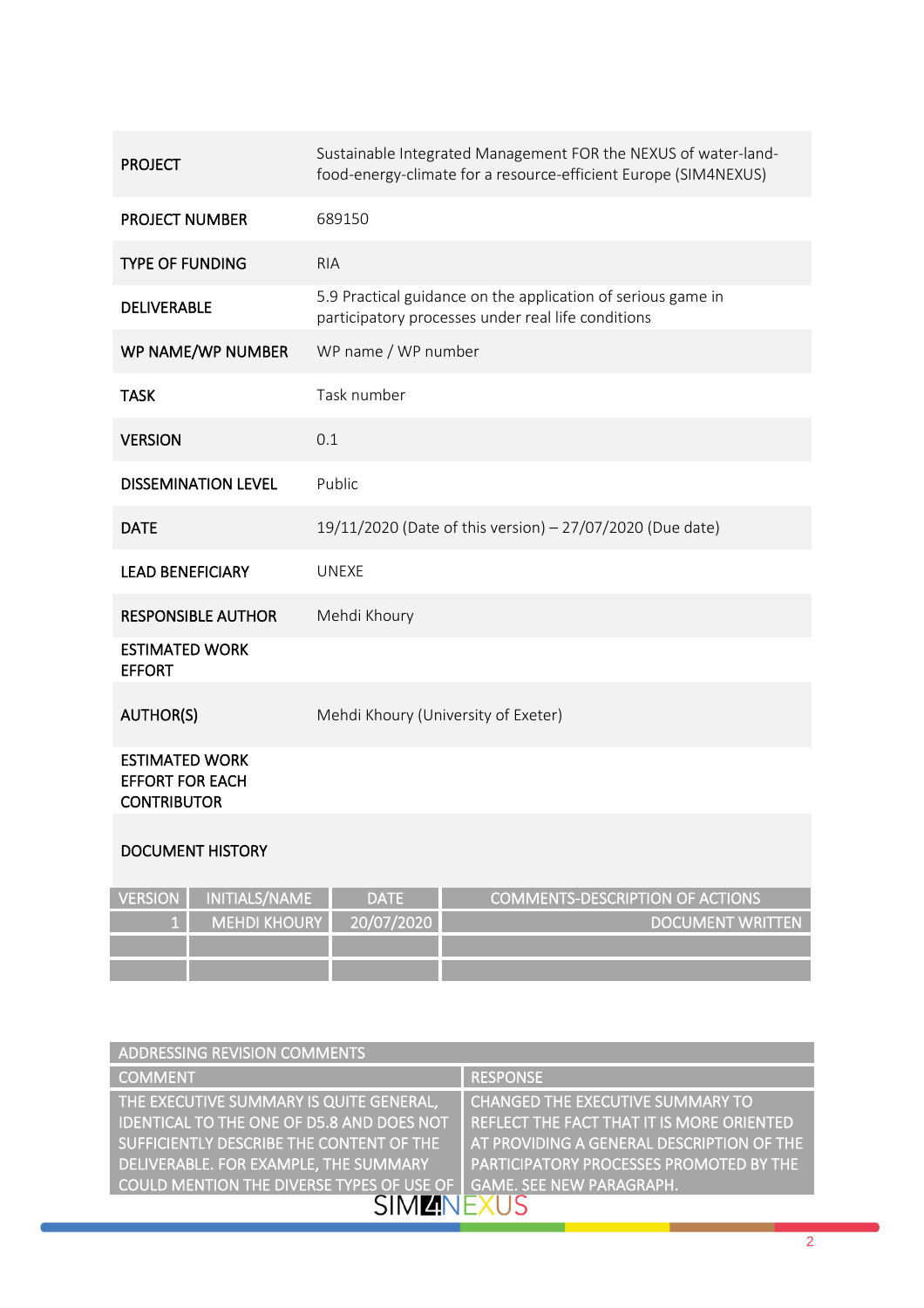| | |
|---|---|
| **PROJECT** | Sustainable Integrated Management FOR the NEXUS of water-land-food-energy-climate for a resource-efficient Europe (SIM4NEXUS) |
| **PROJECT NUMBER** | 689150 |
| **TYPE OF FUNDING** | RIA |
| **DELIVERABLE** | 5.9 Practical guidance on the application of serious game in participatory processes under real life conditions |
| **WP NAME/WP NUMBER** | WP name / WP number |
| **TASK** | Task number |
| **VERSION** | 0.1 |
| **DISSEMINATION LEVEL** | Public |
| **DATE** | 19/11/2020 (Date of this version) – 27/07/2020 (Due date) |
| **LEAD BENEFICIARY** | UNEXE |
| **RESPONSIBLE AUTHOR** | Mehdi Khoury |
| **ESTIMATED WORK EFFORT** | |
| **AUTHOR(S)** | Mehdi Khoury (University of Exeter) |
| **ESTIMATED WORK EFFORT FOR EACH CONTRIBUTOR** | |
| **DOCUMENT HISTORY** | |

| VERSION | INITIALS/NAME | DATE | COMMENTS-DESCRIPTION OF ACTIONS |
|---|---|---|---|
| 1 | MEHDI KHOURY | 20/07/2020 | DOCUMENT WRITTEN |
| | | | |
| | | | |

| ADDRESSING REVISION COMMENTS | |
|---|---|
| COMMENT | RESPONSE |
| THE EXECUTIVE SUMMARY IS QUITE GENERAL, IDENTICAL TO THE ONE OF D5.8 AND DOES NOT SUFFICIENTLY DESCRIBE THE CONTENT OF THE DELIVERABLE. FOR EXAMPLE, THE SUMMARY COULD MENTION THE DIVERSE TYPES OF USE OF | CHANGED THE EXECUTIVE SUMMARY TO REFLECT THE FACT THAT IT IS MORE ORIENTED AT PROVIDING A GENERAL DESCRIPTION OF THE PARTICIPATORY PROCESSES PROMOTED BY THE GAME. SEE NEW PARAGRAPH. |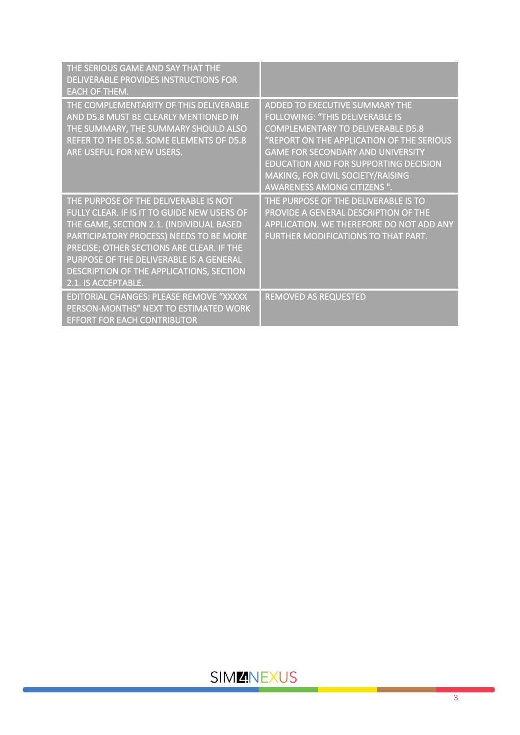| | |
|---|---|
| THE SERIOUS GAME AND SAY THAT THE DELIVERABLE PROVIDES INSTRUCTIONS FOR EACH OF THEM. | |
| THE COMPLEMENTARITY OF THIS DELIVERABLE AND D5.8 MUST BE CLEARLY MENTIONED IN THE SUMMARY, THE SUMMARY SHOULD ALSO REFER TO THE D5.8. SOME ELEMENTS OF D5.8 ARE USEFUL FOR NEW USERS. | ADDED TO EXECUTIVE SUMMARY THE FOLLOWING: "THIS DELIVERABLE IS COMPLEMENTARY TO DELIVERABLE D5.8 "REPORT ON THE APPLICATION OF THE SERIOUS GAME FOR SECONDARY AND UNIVERSITY EDUCATION AND FOR SUPPORTING DECISION MAKING, FOR CIVIL SOCIETY/RAISING AWARENESS AMONG CITIZENS ". |
| THE PURPOSE OF THE DELIVERABLE IS NOT FULLY CLEAR. IF IS IT TO GUIDE NEW USERS OF THE GAME, SECTION 2.1. (INDIVIDUAL BASED PARTICIPATORY PROCESS) NEEDS TO BE MORE PRECISE; OTHER SECTIONS ARE CLEAR. IF THE PURPOSE OF THE DELIVERABLE IS A GENERAL DESCRIPTION OF THE APPLICATIONS, SECTION 2.1. IS ACCEPTABLE. | THE PURPOSE OF THE DELIVERABLE IS TO PROVIDE A GENERAL DESCRIPTION OF THE APPLICATION. WE THEREFORE DO NOT ADD ANY FURTHER MODIFICATIONS TO THAT PART. |
| EDITORIAL CHANGES: PLEASE REMOVE "XXXXX PERSON-MONTHS" NEXT TO ESTIMATED WORK EFFORT FOR EACH CONTRIBUTOR | REMOVED AS REQUESTED |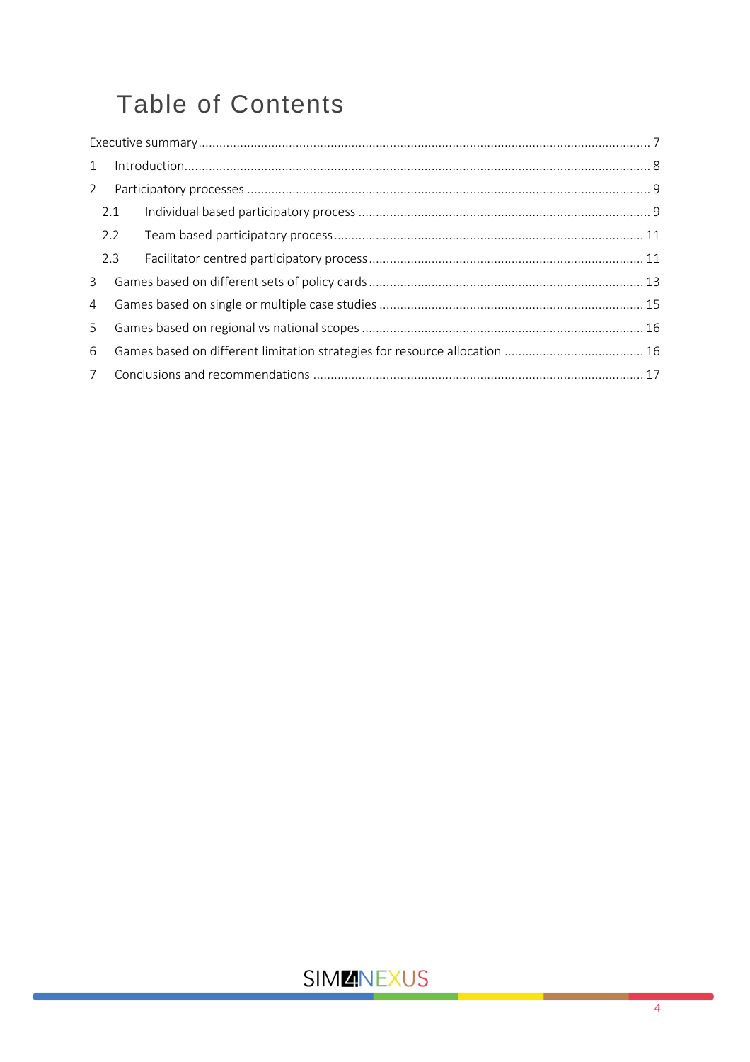# Table of Contents

Executive summary ........................................................................................................................ 7

1 Introduction.................................................................................................................................. 8

2 Participatory processes ................................................................................................................ 9

  2.1 Individual based participatory process ................................................................................... 9

  2.2 Team based participatory process ........................................................................................ 11

  2.3 Facilitator centred participatory process .............................................................................. 11

3 Games based on different sets of policy cards .............................................................................. 13

4 Games based on single or multiple case studies ........................................................................... 15

5 Games based on regional vs national scopes ................................................................................ 16

6 Games based on different limitation strategies for resource allocation ........................................ 16

7 Conclusions and recommendations .............................................................................................. 17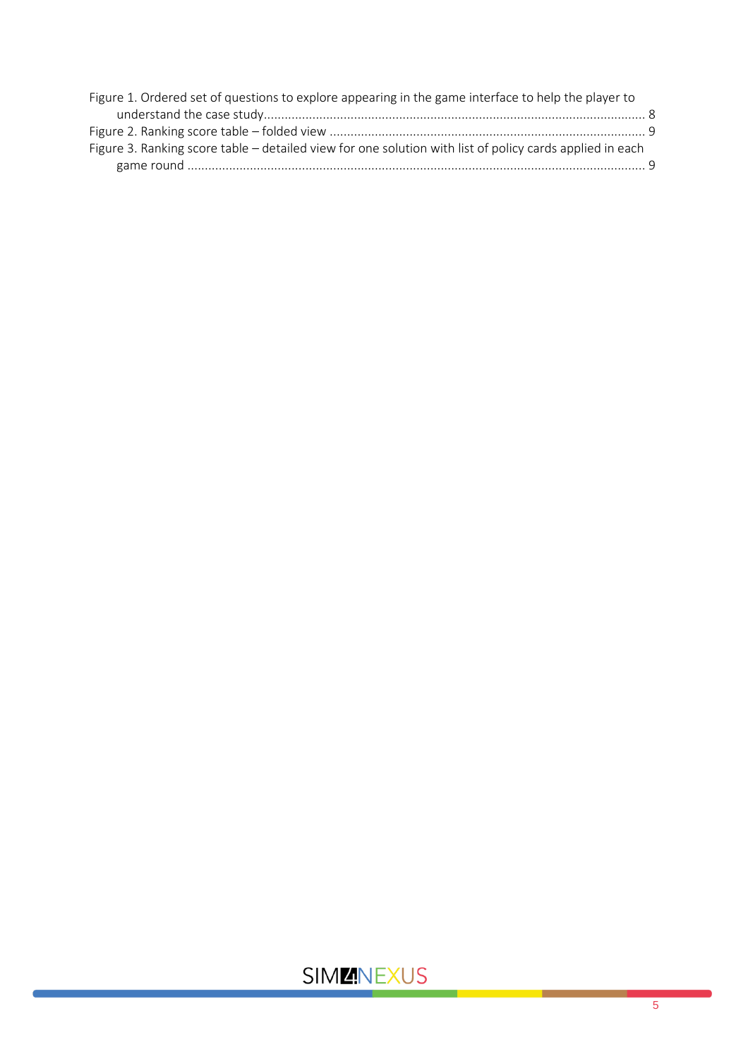Figure 1. Ordered set of questions to explore appearing in the game interface to help the player to understand the case study ........................................................................................................ 8

Figure 2. Ranking score table – folded view ........................................................................................ 9

Figure 3. Ranking score table – detailed view for one solution with list of policy cards applied in each game round .......................................................................................................................... 9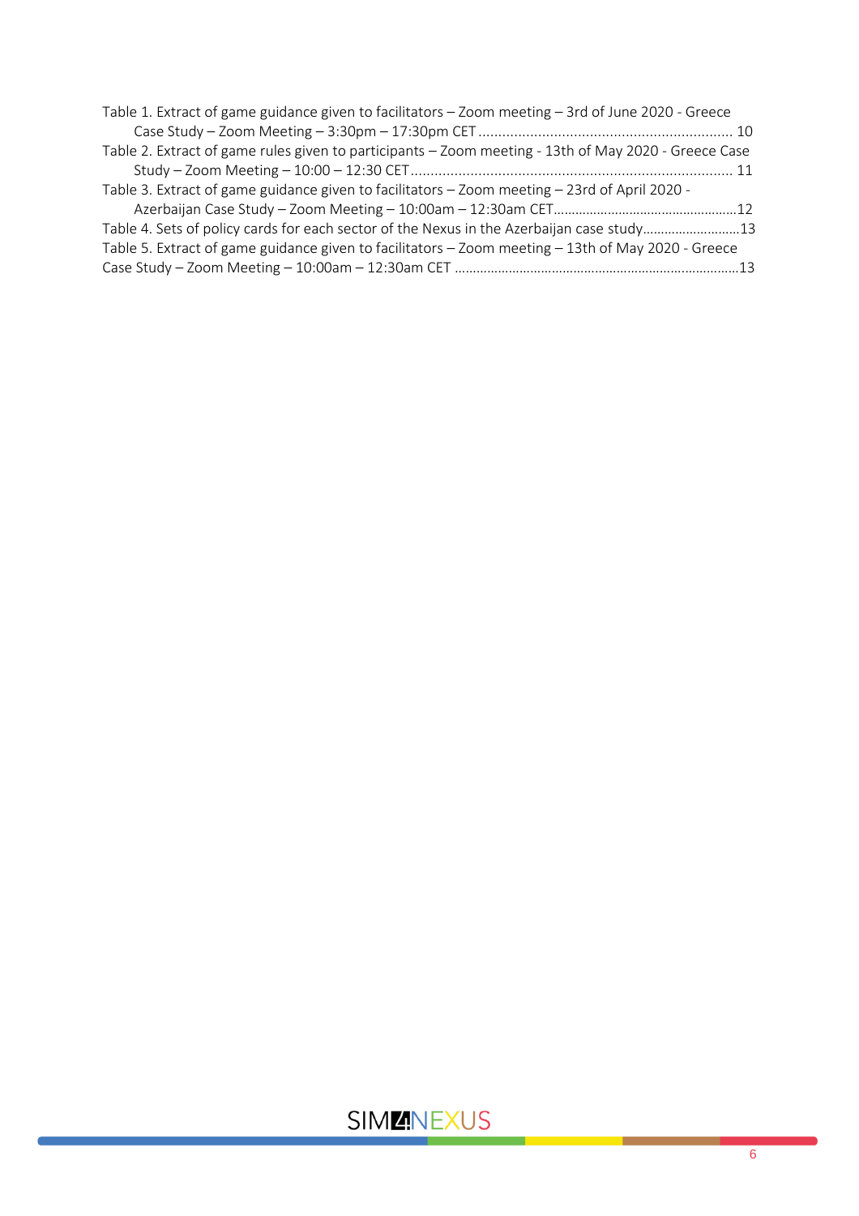Table 1. Extract of game guidance given to facilitators – Zoom meeting – 3rd of June 2020 - Greece Case Study – Zoom Meeting – 3:30pm – 17:30pm CET ........................................................................ 10

Table 2. Extract of game rules given to participants – Zoom meeting - 13th of May 2020 - Greece Case Study – Zoom Meeting – 10:00 – 12:30 CET ........................................................................ 11

Table 3. Extract of game guidance given to facilitators – Zoom meeting – 23rd of April 2020 - Azerbaijan Case Study – Zoom Meeting – 10:00am – 12:30am CET ........................................................................ 12

Table 4. Sets of policy cards for each sector of the Nexus in the Azerbaijan case study ........................................................................ 13

Table 5. Extract of game guidance given to facilitators – Zoom meeting – 13th of May 2020 - Greece Case Study – Zoom Meeting – 10:00am – 12:30am CET ........................................................................ 13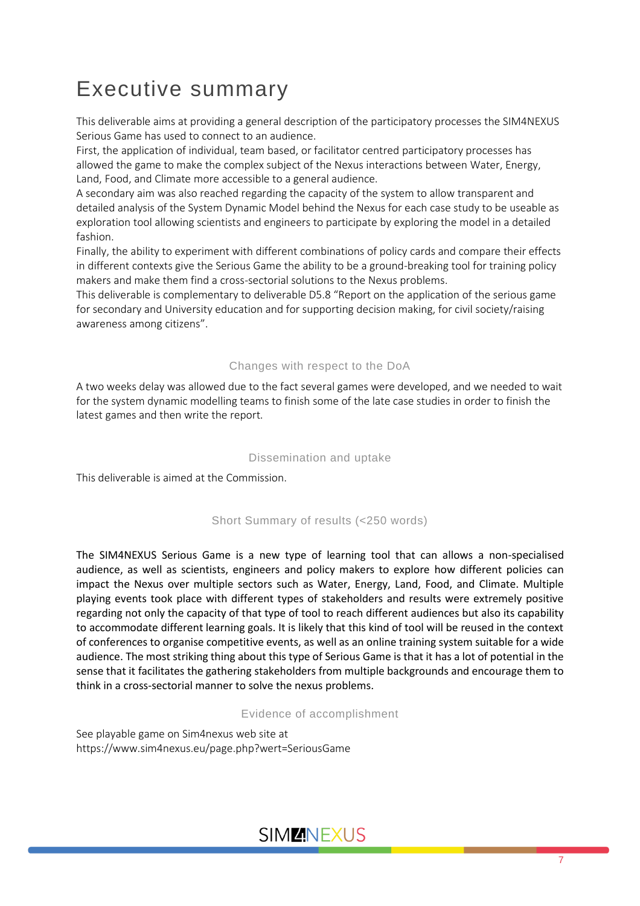# Executive summary

This deliverable aims at providing a general description of the participatory processes the SIM4NEXUS Serious Game has used to connect to an audience.
First, the application of individual, team based, or facilitator centred participatory processes has allowed the game to make the complex subject of the Nexus interactions between Water, Energy, Land, Food, and Climate more accessible to a general audience.
A secondary aim was also reached regarding the capacity of the system to allow transparent and detailed analysis of the System Dynamic Model behind the Nexus for each case study to be useable as exploration tool allowing scientists and engineers to participate by exploring the model in a detailed fashion.
Finally, the ability to experiment with different combinations of policy cards and compare their effects in different contexts give the Serious Game the ability to be a ground-breaking tool for training policy makers and make them find a cross-sectorial solutions to the Nexus problems.
This deliverable is complementary to deliverable D5.8 "Report on the application of the serious game for secondary and University education and for supporting decision making, for civil society/raising awareness among citizens".

## Changes with respect to the DoA

A two weeks delay was allowed due to the fact several games were developed, and we needed to wait for the system dynamic modelling teams to finish some of the late case studies in order to finish the latest games and then write the report.

## Dissemination and uptake

This deliverable is aimed at the Commission.

## Short Summary of results (<250 words)

The SIM4NEXUS Serious Game is a new type of learning tool that can allows a non-specialised audience, as well as scientists, engineers and policy makers to explore how different policies can impact the Nexus over multiple sectors such as Water, Energy, Land, Food, and Climate. Multiple playing events took place with different types of stakeholders and results were extremely positive regarding not only the capacity of that type of tool to reach different audiences but also its capability to accommodate different learning goals. It is likely that this kind of tool will be reused in the context of conferences to organise competitive events, as well as an online training system suitable for a wide audience. The most striking thing about this type of Serious Game is that it has a lot of potential in the sense that it facilitates the gathering stakeholders from multiple backgrounds and encourage them to think in a cross-sectorial manner to solve the nexus problems.

## Evidence of accomplishment

See playable game on Sim4nexus web site at
https://www.sim4nexus.eu/page.php?wert=SeriousGame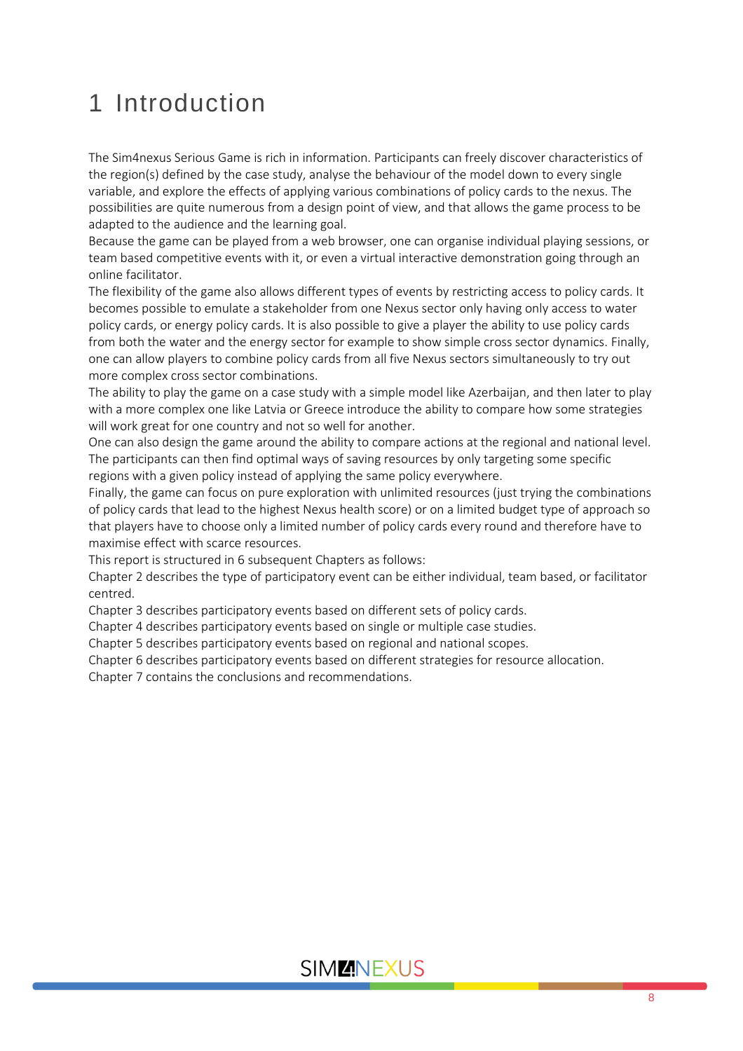# 1 Introduction

The Sim4nexus Serious Game is rich in information. Participants can freely discover characteristics of the region(s) defined by the case study, analyse the behaviour of the model down to every single variable, and explore the effects of applying various combinations of policy cards to the nexus. The possibilities are quite numerous from a design point of view, and that allows the game process to be adapted to the audience and the learning goal.

Because the game can be played from a web browser, one can organise individual playing sessions, or team based competitive events with it, or even a virtual interactive demonstration going through an online facilitator.

The flexibility of the game also allows different types of events by restricting access to policy cards. It becomes possible to emulate a stakeholder from one Nexus sector only having only access to water policy cards, or energy policy cards. It is also possible to give a player the ability to use policy cards from both the water and the energy sector for example to show simple cross sector dynamics. Finally, one can allow players to combine policy cards from all five Nexus sectors simultaneously to try out more complex cross sector combinations.

The ability to play the game on a case study with a simple model like Azerbaijan, and then later to play with a more complex one like Latvia or Greece introduce the ability to compare how some strategies will work great for one country and not so well for another.

One can also design the game around the ability to compare actions at the regional and national level. The participants can then find optimal ways of saving resources by only targeting some specific regions with a given policy instead of applying the same policy everywhere.

Finally, the game can focus on pure exploration with unlimited resources (just trying the combinations of policy cards that lead to the highest Nexus health score) or on a limited budget type of approach so that players have to choose only a limited number of policy cards every round and therefore have to maximise effect with scarce resources.

This report is structured in 6 subsequent Chapters as follows:

Chapter 2 describes the type of participatory event can be either individual, team based, or facilitator centred.

Chapter 3 describes participatory events based on different sets of policy cards.

Chapter 4 describes participatory events based on single or multiple case studies.

Chapter 5 describes participatory events based on regional and national scopes.

Chapter 6 describes participatory events based on different strategies for resource allocation.

Chapter 7 contains the conclusions and recommendations.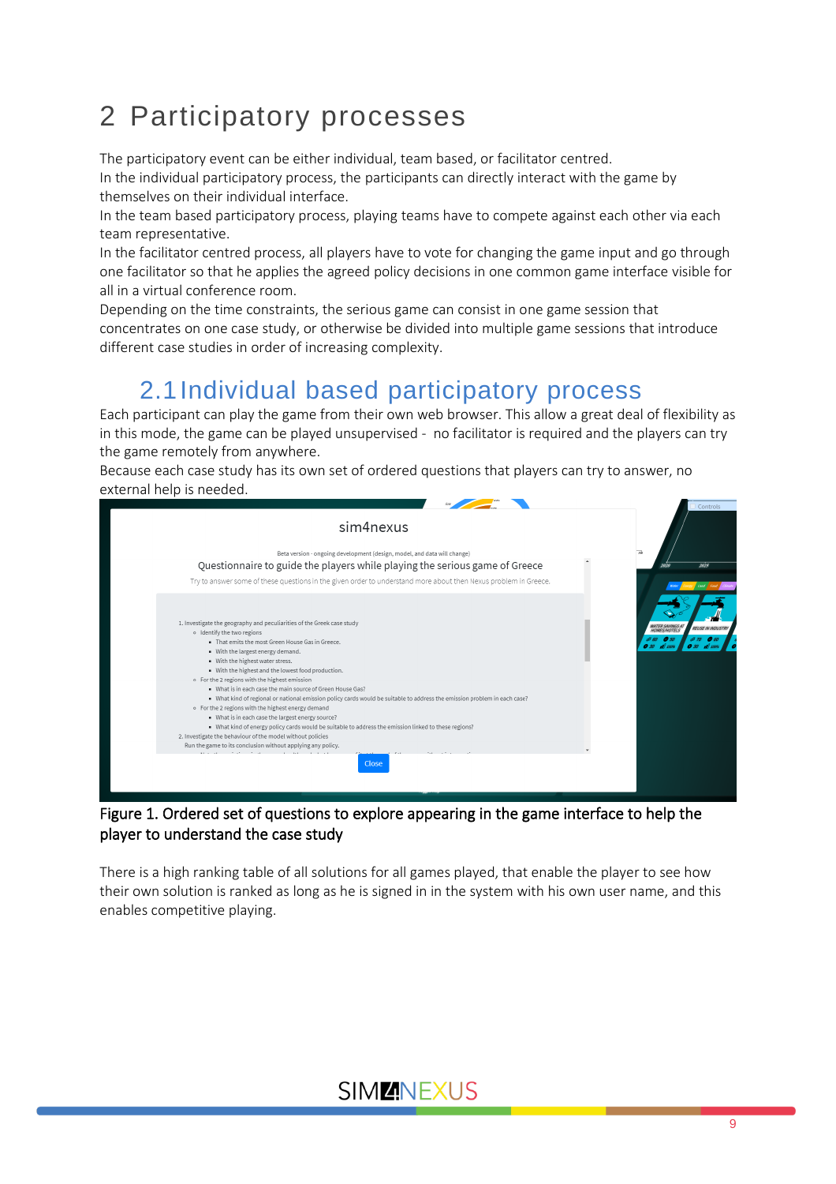# 2 Participatory processes

The participatory event can be either individual, team based, or facilitator centred.
In the individual participatory process, the participants can directly interact with the game by themselves on their individual interface.
In the team based participatory process, playing teams have to compete against each other via each team representative.
In the facilitator centred process, all players have to vote for changing the game input and go through one facilitator so that he applies the agreed policy decisions in one common game interface visible for all in a virtual conference room.
Depending on the time constraints, the serious game can consist in one game session that concentrates on one case study, or otherwise be divided into multiple game sessions that introduce different case studies in order of increasing complexity.

## 2.1 Individual based participatory process

Each participant can play the game from their own web browser. This allow a great deal of flexibility as in this mode, the game can be played unsupervised - no facilitator is required and the players can try the game remotely from anywhere.
Because each case study has its own set of ordered questions that players can try to answer, no external help is needed.

Figure 1. Ordered set of questions to explore appearing in the game interface to help the player to understand the case study

There is a high ranking table of all solutions for all games played, that enable the player to see how their own solution is ranked as long as he is signed in in the system with his own user name, and this enables competitive playing.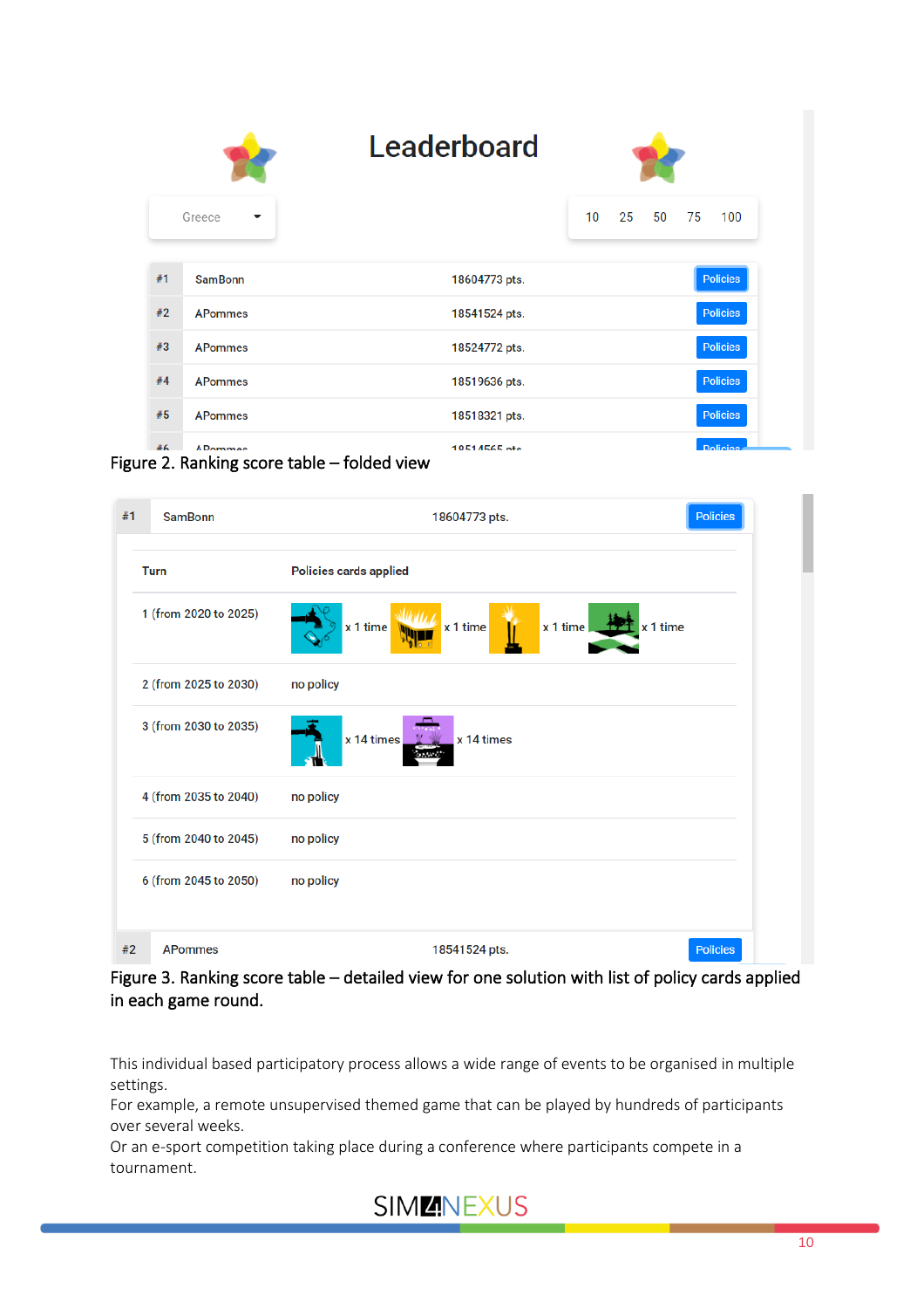Figure 2. Ranking score table – folded view

Figure 3. Ranking score table – detailed view for one solution with list of policy cards applied in each game round.

This individual based participatory process allows a wide range of events to be organised in multiple settings.
For example, a remote unsupervised themed game that can be played by hundreds of participants over several weeks.
Or an e-sport competition taking place during a conference where participants compete in a tournament.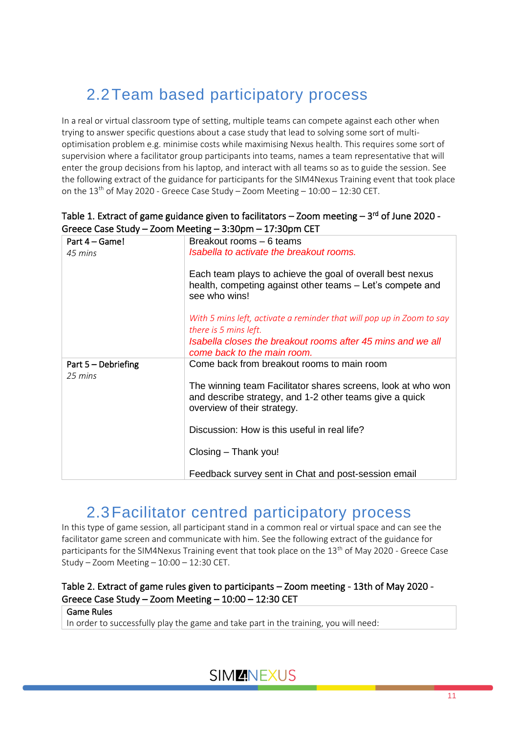## 2.2 Team based participatory process

In a real or virtual classroom type of setting, multiple teams can compete against each other when trying to answer specific questions about a case study that lead to solving some sort of multi-optimisation problem e.g. minimise costs while maximising Nexus health. This requires some sort of supervision where a facilitator group participants into teams, names a team representative that will enter the group decisions from his laptop, and interact with all teams so as to guide the session. See the following extract of the guidance for participants for the SIM4Nexus Training event that took place on the 13th of May 2020 - Greece Case Study – Zoom Meeting – 10:00 – 12:30 CET.

**Table 1. Extract of game guidance given to facilitators – Zoom meeting – 3rd of June 2020 - Greece Case Study – Zoom Meeting – 3:30pm – 17:30pm CET**

| | |
|---|---|
| Part 4 – Game!<br>*45 mins* | Breakout rooms – 6 teams<br>*Isabella to activate the breakout rooms.*<br><br>Each team plays to achieve the goal of overall best nexus health, competing against other teams – Let's compete and see who wins!<br><br>*With 5 mins left, activate a reminder that will pop up in Zoom to say there is 5 mins left.*<br>*Isabella closes the breakout rooms after 45 mins and we all come back to the main room.* |
| Part 5 – Debriefing<br>*25 mins* | Come back from breakout rooms to main room<br><br>The winning team Facilitator shares screens, look at who won and describe strategy, and 1-2 other teams give a quick overview of their strategy.<br><br>Discussion: How is this useful in real life?<br><br>Closing – Thank you!<br><br>Feedback survey sent in Chat and post-session email |

## 2.3 Facilitator centred participatory process

In this type of game session, all participant stand in a common real or virtual space and can see the facilitator game screen and communicate with him. See the following extract of the guidance for participants for the SIM4Nexus Training event that took place on the 13th of May 2020 - Greece Case Study – Zoom Meeting – 10:00 – 12:30 CET.

**Table 2. Extract of game rules given to participants – Zoom meeting - 13th of May 2020 - Greece Case Study – Zoom Meeting – 10:00 – 12:30 CET**

| Game Rules |
|---|
| In order to successfully play the game and take part in the training, you will need: |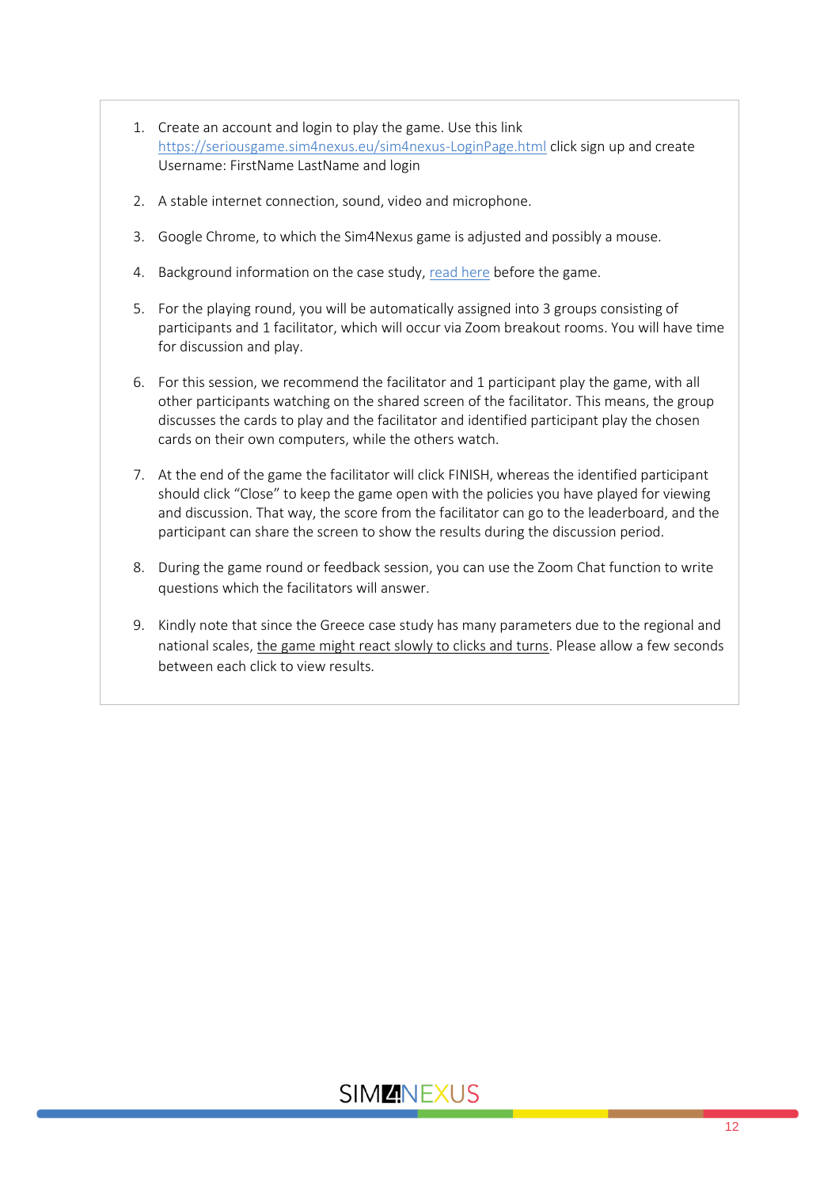1. Create an account and login to play the game. Use this link https://seriousgame.sim4nexus.eu/sim4nexus-LoginPage.html click sign up and create Username: FirstName LastName and login

2. A stable internet connection, sound, video and microphone.

3. Google Chrome, to which the Sim4Nexus game is adjusted and possibly a mouse.

4. Background information on the case study, read here before the game.

5. For the playing round, you will be automatically assigned into 3 groups consisting of participants and 1 facilitator, which will occur via Zoom breakout rooms. You will have time for discussion and play.

6. For this session, we recommend the facilitator and 1 participant play the game, with all other participants watching on the shared screen of the facilitator. This means, the group discusses the cards to play and the facilitator and identified participant play the chosen cards on their own computers, while the others watch.

7. At the end of the game the facilitator will click FINISH, whereas the identified participant should click "Close" to keep the game open with the policies you have played for viewing and discussion. That way, the score from the facilitator can go to the leaderboard, and the participant can share the screen to show the results during the discussion period.

8. During the game round or feedback session, you can use the Zoom Chat function to write questions which the facilitators will answer.

9. Kindly note that since the Greece case study has many parameters due to the regional and national scales, the game might react slowly to clicks and turns. Please allow a few seconds between each click to view results.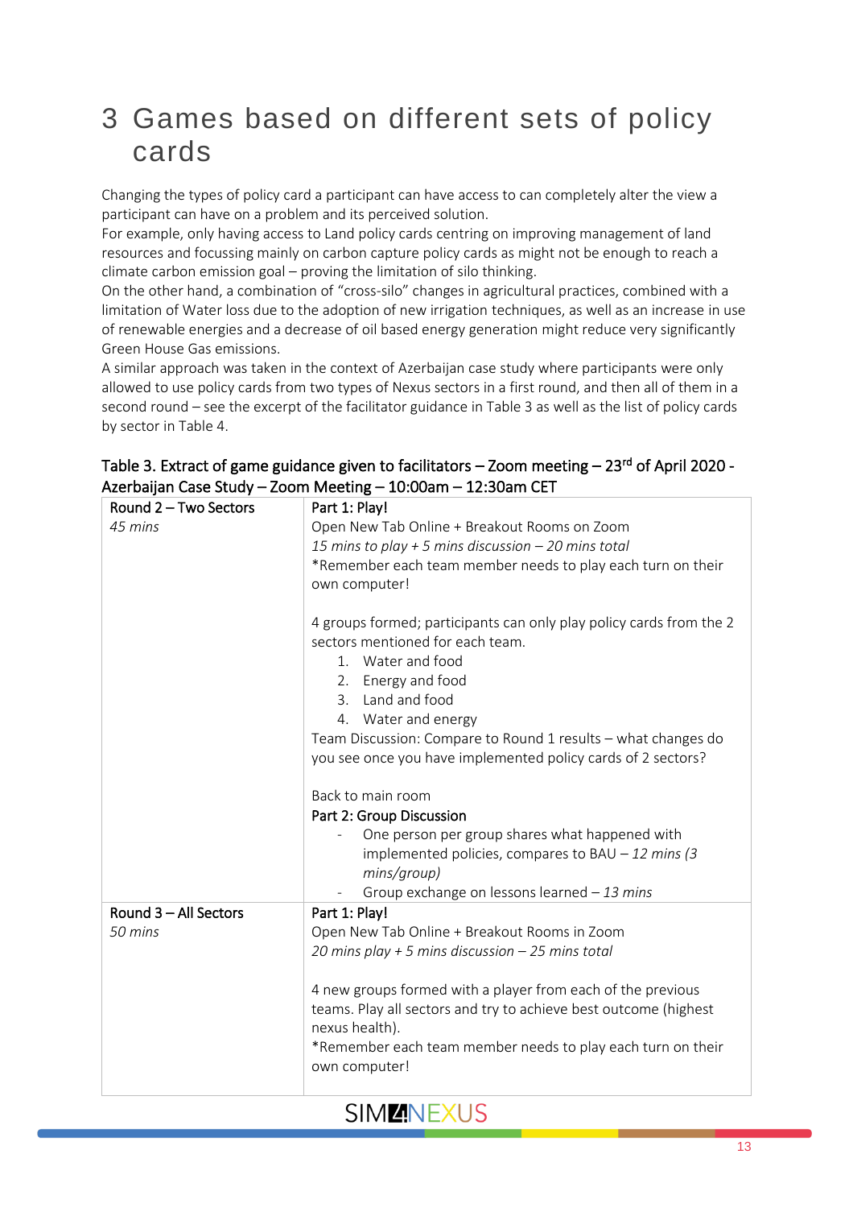# 3 Games based on different sets of policy cards

Changing the types of policy card a participant can have access to can completely alter the view a participant can have on a problem and its perceived solution.
For example, only having access to Land policy cards centring on improving management of land resources and focussing mainly on carbon capture policy cards as might not be enough to reach a climate carbon emission goal – proving the limitation of silo thinking.
On the other hand, a combination of "cross-silo" changes in agricultural practices, combined with a limitation of Water loss due to the adoption of new irrigation techniques, as well as an increase in use of renewable energies and a decrease of oil based energy generation might reduce very significantly Green House Gas emissions.
A similar approach was taken in the context of Azerbaijan case study where participants were only allowed to use policy cards from two types of Nexus sectors in a first round, and then all of them in a second round – see the excerpt of the facilitator guidance in Table 3 as well as the list of policy cards by sector in Table 4.

Table 3. Extract of game guidance given to facilitators – Zoom meeting – 23rd of April 2020 - Azerbaijan Case Study – Zoom Meeting – 10:00am – 12:30am CET

| | |
|---|---|
| Round 2 – Two Sectors<br>*45 mins* | **Part 1: Play!**<br>Open New Tab Online + Breakout Rooms on Zoom<br>*15 mins to play + 5 mins discussion – 20 mins total*<br>*Remember each team member needs to play each turn on their own computer!<br><br>4 groups formed; participants can only play policy cards from the 2 sectors mentioned for each team.<br>1. Water and food<br>2. Energy and food<br>3. Land and food<br>4. Water and energy<br>Team Discussion: Compare to Round 1 results – what changes do you see once you have implemented policy cards of 2 sectors?<br><br>Back to main room<br>**Part 2: Group Discussion**<br>- One person per group shares what happened with implemented policies, compares to BAU – *12 mins (3 mins/group)*<br>- Group exchange on lessons learned – *13 mins* |
| Round 3 – All Sectors<br>*50 mins* | **Part 1: Play!**<br>Open New Tab Online + Breakout Rooms in Zoom<br>*20 mins play + 5 mins discussion – 25 mins total*<br><br>4 new groups formed with a player from each of the previous teams. Play all sectors and try to achieve best outcome (highest nexus health).<br>*Remember each team member needs to play each turn on their own computer! |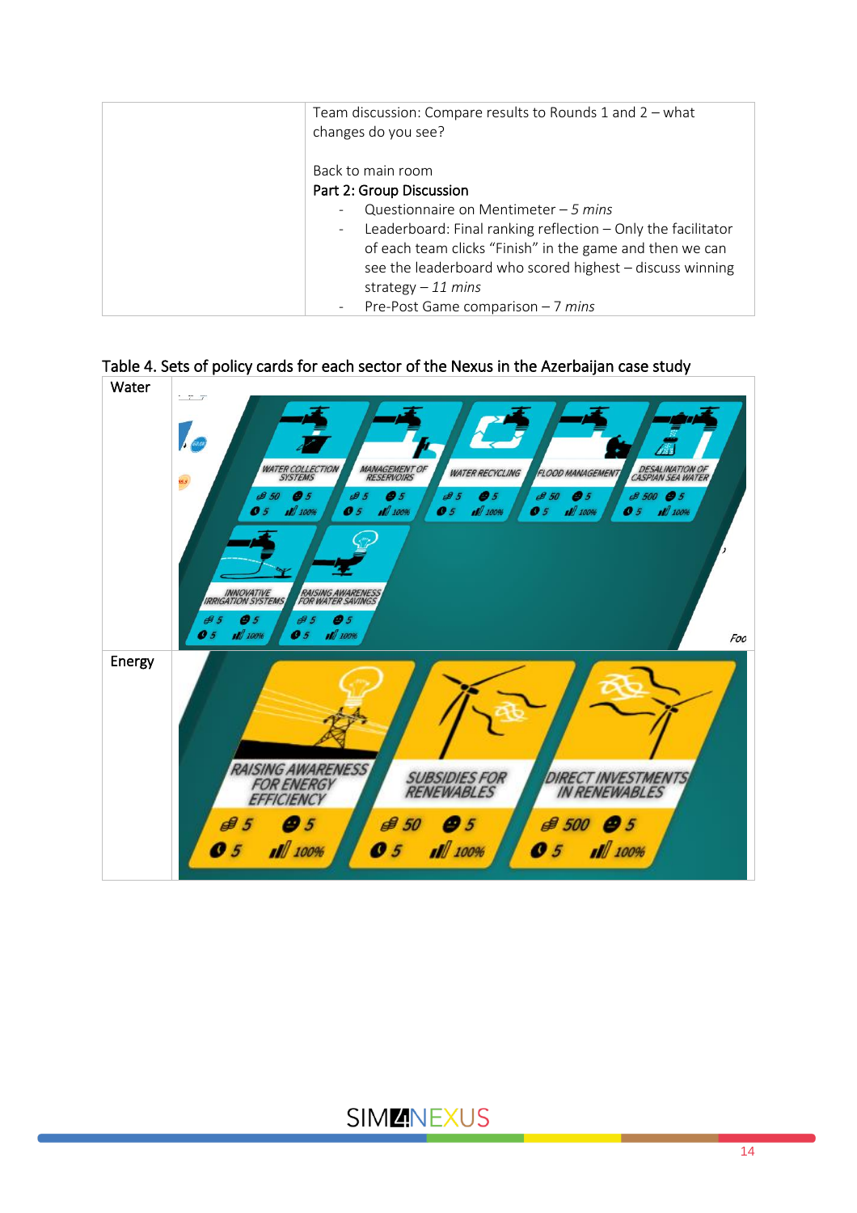| | Team discussion: Compare results to Rounds 1 and 2 – what changes do you see?<br><br>Back to main room<br>Part 2: Group Discussion<br>- Questionnaire on Mentimeter – *5 mins*<br>- Leaderboard: Final ranking reflection – Only the facilitator of each team clicks "Finish" in the game and then we can see the leaderboard who scored highest – discuss winning strategy – *11 mins*<br>- Pre-Post Game comparison – *7 mins* |
|---|---|

Table 4. Sets of policy cards for each sector of the Nexus in the Azerbaijan case study

| | |
|---|---|
| Water | |
| Energy | |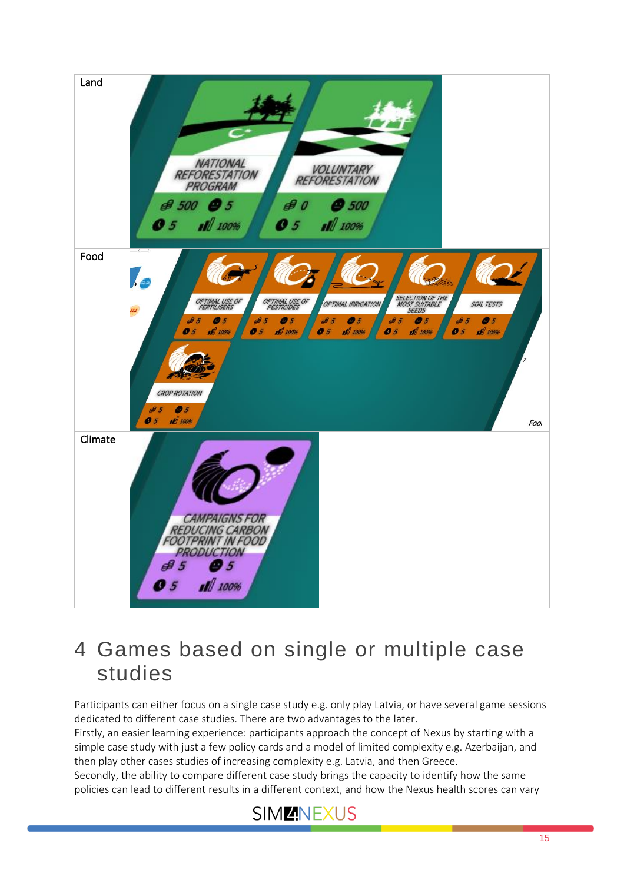| Land | NATIONAL REFORESTATION PROGRAM 500 5 5 100% ; VOLUNTARY REFORESTATION 0 500 5 100% |
| --- | --- |
| Food | OPTIMAL USE OF FERTILISERS 5 5 5 100% ; OPTIMAL USE OF PESTICIDES 5 5 5 100% ; OPTIMAL IRRIGATION 5 5 5 100% ; SELECTION OF THE MOST SUITABLE SEEDS 5 5 5 100% ; SOIL TESTS 5 5 5 100% ; CROP ROTATION 5 5 5 100% |
| Climate | CAMPAIGNS FOR REDUCING CARBON FOOTPRINT IN FOOD PRODUCTION 5 5 5 100% |

# 4 Games based on single or multiple case studies

Participants can either focus on a single case study e.g. only play Latvia, or have several game sessions dedicated to different case studies. There are two advantages to the later.

Firstly, an easier learning experience: participants approach the concept of Nexus by starting with a simple case study with just a few policy cards and a model of limited complexity e.g. Azerbaijan, and then play other cases studies of increasing complexity e.g. Latvia, and then Greece.

Secondly, the ability to compare different case study brings the capacity to identify how the same policies can lead to different results in a different context, and how the Nexus health scores can vary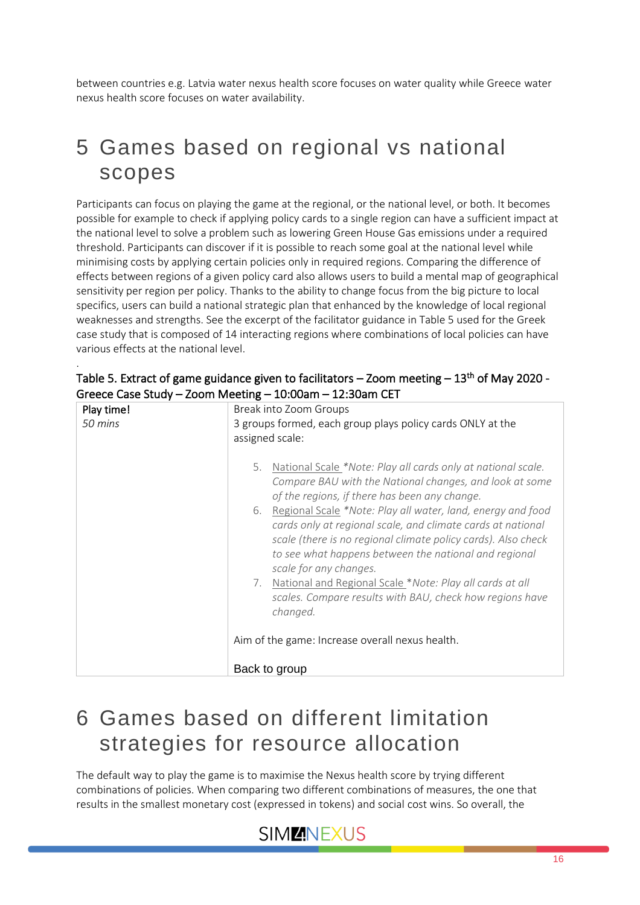between countries e.g. Latvia water nexus health score focuses on water quality while Greece water nexus health score focuses on water availability.

# 5 Games based on regional vs national scopes

Participants can focus on playing the game at the regional, or the national level, or both. It becomes possible for example to check if applying policy cards to a single region can have a sufficient impact at the national level to solve a problem such as lowering Green House Gas emissions under a required threshold. Participants can discover if it is possible to reach some goal at the national level while minimising costs by applying certain policies only in required regions. Comparing the difference of effects between regions of a given policy card also allows users to build a mental map of geographical sensitivity per region per policy. Thanks to the ability to change focus from the big picture to local specifics, users can build a national strategic plan that enhanced by the knowledge of local regional weaknesses and strengths. See the excerpt of the facilitator guidance in Table 5 used for the Greek case study that is composed of 14 interacting regions where combinations of local policies can have various effects at the national level.

.

**Table 5. Extract of game guidance given to facilitators – Zoom meeting – 13th of May 2020 - Greece Case Study – Zoom Meeting – 10:00am – 12:30am CET**

| Play time! <br> *50 mins* | Break into Zoom Groups <br> 3 groups formed, each group plays policy cards ONLY at the assigned scale: <br><br> 5. National Scale *\*Note: Play all cards only at national scale. Compare BAU with the National changes, and look at some of the regions, if there has been any change.* <br> 6. Regional Scale *\*Note: Play all water, land, energy and food cards only at regional scale, and climate cards at national scale (there is no regional climate policy cards). Also check to see what happens between the national and regional scale for any changes.* <br> 7. National and Regional Scale *\*Note: Play all cards at all scales. Compare results with BAU, check how regions have changed.* <br><br> Aim of the game: Increase overall nexus health. <br><br> Back to group |
|---|---|

# 6 Games based on different limitation strategies for resource allocation

The default way to play the game is to maximise the Nexus health score by trying different combinations of policies. When comparing two different combinations of measures, the one that results in the smallest monetary cost (expressed in tokens) and social cost wins. So overall, the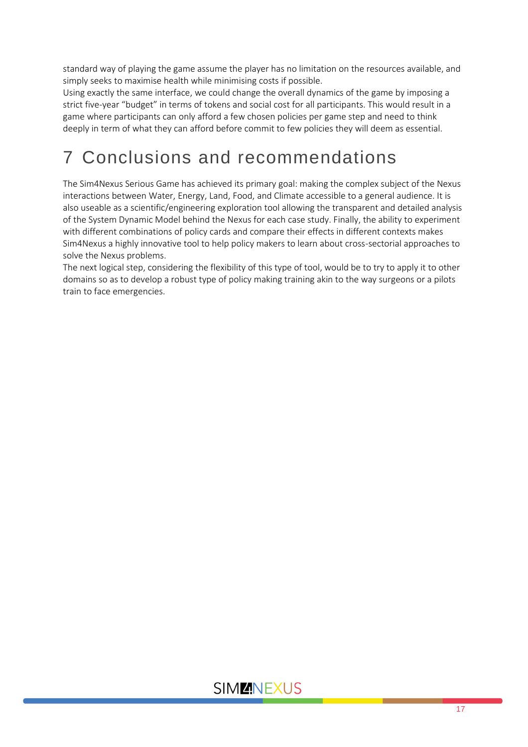standard way of playing the game assume the player has no limitation on the resources available, and simply seeks to maximise health while minimising costs if possible.
Using exactly the same interface, we could change the overall dynamics of the game by imposing a strict five-year "budget" in terms of tokens and social cost for all participants. This would result in a game where participants can only afford a few chosen policies per game step and need to think deeply in term of what they can afford before commit to few policies they will deem as essential.

# 7 Conclusions and recommendations

The Sim4Nexus Serious Game has achieved its primary goal: making the complex subject of the Nexus interactions between Water, Energy, Land, Food, and Climate accessible to a general audience. It is also useable as a scientific/engineering exploration tool allowing the transparent and detailed analysis of the System Dynamic Model behind the Nexus for each case study. Finally, the ability to experiment with different combinations of policy cards and compare their effects in different contexts makes Sim4Nexus a highly innovative tool to help policy makers to learn about cross-sectorial approaches to solve the Nexus problems.
The next logical step, considering the flexibility of this type of tool, would be to try to apply it to other domains so as to develop a robust type of policy making training akin to the way surgeons or a pilots train to face emergencies.